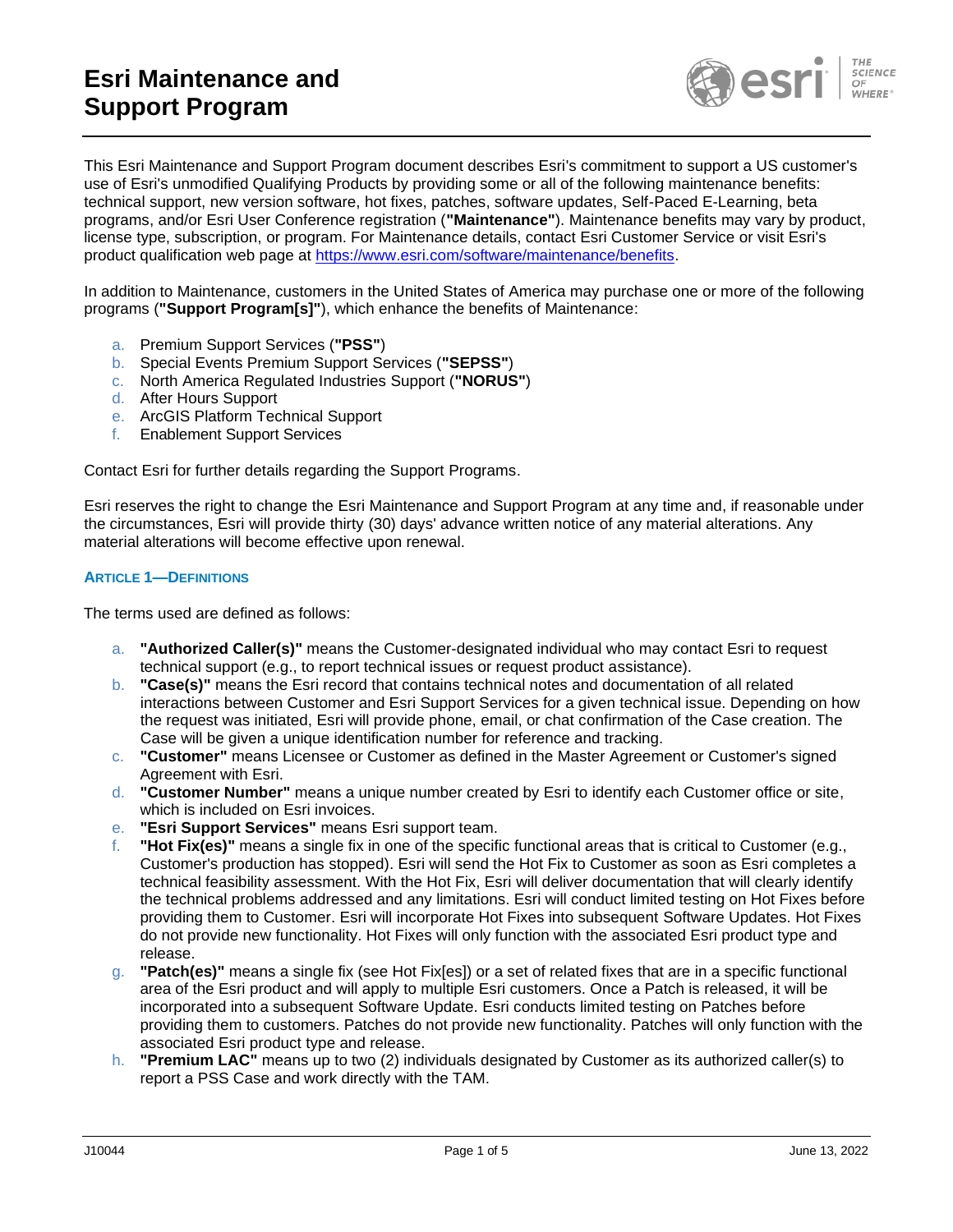# Esri Maintenance and Support Program

This Esri Maintenance and Support Program document describes Esri's commitment to support a US customer's use of Esri's unmodified Qualifying Products by providing some or all of the following maintenance benefits: technical support, new version software, hot fixes, patches, software updates, Self-Paced E-Learning, beta programs, and/or Esri User Conference registration (**"Maintenance"**). Maintenance benefits may vary by product, license type, subscription, or program. For Maintenance details, contact Esri Customer Service or visit Esri's product qualification web page at https://www.esri.com/software/maintenance/benefits.

In addition to Maintenance, customers in the United States of America may purchase one or more of the following programs (**"Support Program[s]"**), which enhance the benefits of Maintenance:

a. Premium Support Services (**"PSS"**)
b. Special Events Premium Support Services (**"SEPSS"**)
c. North America Regulated Industries Support (**"NORUS"**)
d. After Hours Support
e. ArcGIS Platform Technical Support
f. Enablement Support Services

Contact Esri for further details regarding the Support Programs.

Esri reserves the right to change the Esri Maintenance and Support Program at any time and, if reasonable under the circumstances, Esri will provide thirty (30) days' advance written notice of any material alterations. Any material alterations will become effective upon renewal.

## ARTICLE 1—DEFINITIONS

The terms used are defined as follows:

a. **"Authorized Caller(s)"** means the Customer-designated individual who may contact Esri to request technical support (e.g., to report technical issues or request product assistance).
b. **"Case(s)"** means the Esri record that contains technical notes and documentation of all related interactions between Customer and Esri Support Services for a given technical issue. Depending on how the request was initiated, Esri will provide phone, email, or chat confirmation of the Case creation. The Case will be given a unique identification number for reference and tracking.
c. **"Customer"** means Licensee or Customer as defined in the Master Agreement or Customer's signed Agreement with Esri.
d. **"Customer Number"** means a unique number created by Esri to identify each Customer office or site, which is included on Esri invoices.
e. **"Esri Support Services"** means Esri support team.
f. **"Hot Fix(es)"** means a single fix in one of the specific functional areas that is critical to Customer (e.g., Customer's production has stopped). Esri will send the Hot Fix to Customer as soon as Esri completes a technical feasibility assessment. With the Hot Fix, Esri will deliver documentation that will clearly identify the technical problems addressed and any limitations. Esri will conduct limited testing on Hot Fixes before providing them to Customer. Esri will incorporate Hot Fixes into subsequent Software Updates. Hot Fixes do not provide new functionality. Hot Fixes will only function with the associated Esri product type and release.
g. **"Patch(es)"** means a single fix (see Hot Fix[es]) or a set of related fixes that are in a specific functional area of the Esri product and will apply to multiple Esri customers. Once a Patch is released, it will be incorporated into a subsequent Software Update. Esri conducts limited testing on Patches before providing them to customers. Patches do not provide new functionality. Patches will only function with the associated Esri product type and release.
h. **"Premium LAC"** means up to two (2) individuals designated by Customer as its authorized caller(s) to report a PSS Case and work directly with the TAM.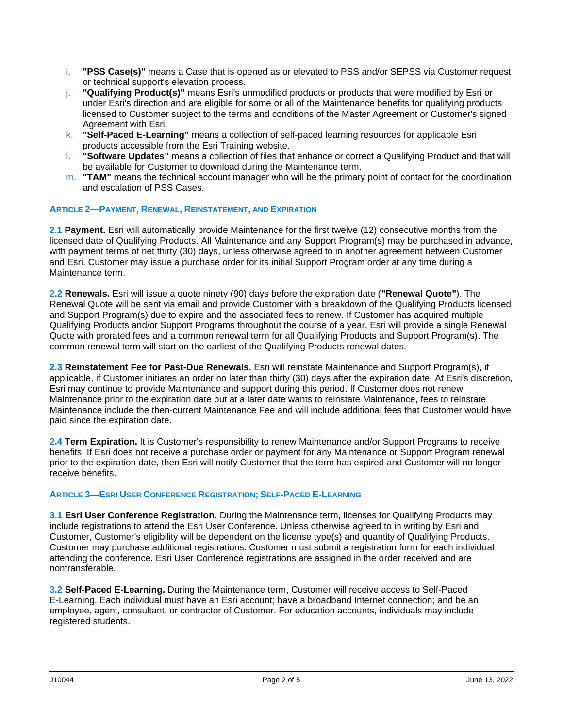i. **"PSS Case(s)"** means a Case that is opened as or elevated to PSS and/or SEPSS via Customer request or technical support's elevation process.
j. **"Qualifying Product(s)"** means Esri's unmodified products or products that were modified by Esri or under Esri's direction and are eligible for some or all of the Maintenance benefits for qualifying products licensed to Customer subject to the terms and conditions of the Master Agreement or Customer's signed Agreement with Esri.
k. **"Self-Paced E-Learning"** means a collection of self-paced learning resources for applicable Esri products accessible from the Esri Training website.
l. **"Software Updates"** means a collection of files that enhance or correct a Qualifying Product and that will be available for Customer to download during the Maintenance term.
m. **"TAM"** means the technical account manager who will be the primary point of contact for the coordination and escalation of PSS Cases.

## ARTICLE 2—PAYMENT, RENEWAL, REINSTATEMENT, AND EXPIRATION

**2.1 Payment.** Esri will automatically provide Maintenance for the first twelve (12) consecutive months from the licensed date of Qualifying Products. All Maintenance and any Support Program(s) may be purchased in advance, with payment terms of net thirty (30) days, unless otherwise agreed to in another agreement between Customer and Esri. Customer may issue a purchase order for its initial Support Program order at any time during a Maintenance term.

**2.2 Renewals.** Esri will issue a quote ninety (90) days before the expiration date (**"Renewal Quote"**). The Renewal Quote will be sent via email and provide Customer with a breakdown of the Qualifying Products licensed and Support Program(s) due to expire and the associated fees to renew. If Customer has acquired multiple Qualifying Products and/or Support Programs throughout the course of a year, Esri will provide a single Renewal Quote with prorated fees and a common renewal term for all Qualifying Products and Support Program(s). The common renewal term will start on the earliest of the Qualifying Products renewal dates.

**2.3 Reinstatement Fee for Past-Due Renewals.** Esri will reinstate Maintenance and Support Program(s), if applicable, if Customer initiates an order no later than thirty (30) days after the expiration date. At Esri's discretion, Esri may continue to provide Maintenance and support during this period. If Customer does not renew Maintenance prior to the expiration date but at a later date wants to reinstate Maintenance, fees to reinstate Maintenance include the then-current Maintenance Fee and will include additional fees that Customer would have paid since the expiration date.

**2.4 Term Expiration.** It is Customer's responsibility to renew Maintenance and/or Support Programs to receive benefits. If Esri does not receive a purchase order or payment for any Maintenance or Support Program renewal prior to the expiration date, then Esri will notify Customer that the term has expired and Customer will no longer receive benefits.

## ARTICLE 3—ESRI USER CONFERENCE REGISTRATION; SELF-PACED E-LEARNING

**3.1 Esri User Conference Registration.** During the Maintenance term, licenses for Qualifying Products may include registrations to attend the Esri User Conference. Unless otherwise agreed to in writing by Esri and Customer, Customer's eligibility will be dependent on the license type(s) and quantity of Qualifying Products. Customer may purchase additional registrations. Customer must submit a registration form for each individual attending the conference. Esri User Conference registrations are assigned in the order received and are nontransferable.

**3.2 Self-Paced E-Learning.** During the Maintenance term, Customer will receive access to Self-Paced E-Learning. Each individual must have an Esri account; have a broadband Internet connection; and be an employee, agent, consultant, or contractor of Customer. For education accounts, individuals may include registered students.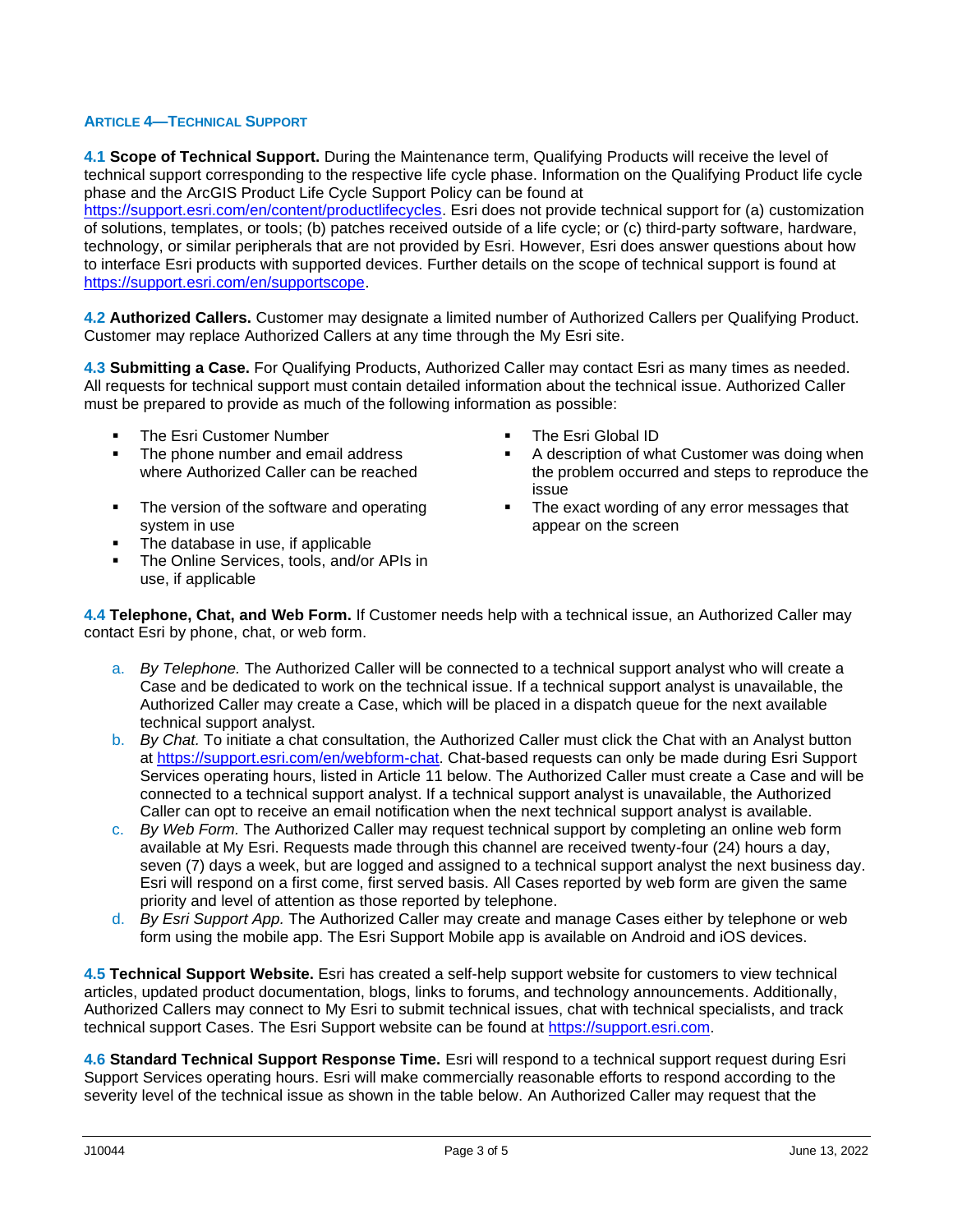## ARTICLE 4—TECHNICAL SUPPORT

**4.1 Scope of Technical Support.** During the Maintenance term, Qualifying Products will receive the level of technical support corresponding to the respective life cycle phase. Information on the Qualifying Product life cycle phase and the ArcGIS Product Life Cycle Support Policy can be found at https://support.esri.com/en/content/productlifecycles. Esri does not provide technical support for (a) customization of solutions, templates, or tools; (b) patches received outside of a life cycle; or (c) third-party software, hardware, technology, or similar peripherals that are not provided by Esri. However, Esri does answer questions about how to interface Esri products with supported devices. Further details on the scope of technical support is found at https://support.esri.com/en/supportscope.

**4.2 Authorized Callers.** Customer may designate a limited number of Authorized Callers per Qualifying Product. Customer may replace Authorized Callers at any time through the My Esri site.

**4.3 Submitting a Case.** For Qualifying Products, Authorized Caller may contact Esri as many times as needed. All requests for technical support must contain detailed information about the technical issue. Authorized Caller must be prepared to provide as much of the following information as possible:

- The Esri Customer Number
- The phone number and email address where Authorized Caller can be reached
- The version of the software and operating system in use
- The database in use, if applicable
- The Online Services, tools, and/or APIs in use, if applicable
- The Esri Global ID
- A description of what Customer was doing when the problem occurred and steps to reproduce the issue
- The exact wording of any error messages that appear on the screen

**4.4 Telephone, Chat, and Web Form.** If Customer needs help with a technical issue, an Authorized Caller may contact Esri by phone, chat, or web form.

a. *By Telephone.* The Authorized Caller will be connected to a technical support analyst who will create a Case and be dedicated to work on the technical issue. If a technical support analyst is unavailable, the Authorized Caller may create a Case, which will be placed in a dispatch queue for the next available technical support analyst.

b. *By Chat.* To initiate a chat consultation, the Authorized Caller must click the Chat with an Analyst button at https://support.esri.com/en/webform-chat. Chat-based requests can only be made during Esri Support Services operating hours, listed in Article 11 below. The Authorized Caller must create a Case and will be connected to a technical support analyst. If a technical support analyst is unavailable, the Authorized Caller can opt to receive an email notification when the next technical support analyst is available.

c. *By Web Form.* The Authorized Caller may request technical support by completing an online web form available at My Esri. Requests made through this channel are received twenty-four (24) hours a day, seven (7) days a week, but are logged and assigned to a technical support analyst the next business day. Esri will respond on a first come, first served basis. All Cases reported by web form are given the same priority and level of attention as those reported by telephone.

d. *By Esri Support App.* The Authorized Caller may create and manage Cases either by telephone or web form using the mobile app. The Esri Support Mobile app is available on Android and iOS devices.

**4.5 Technical Support Website.** Esri has created a self-help support website for customers to view technical articles, updated product documentation, blogs, links to forums, and technology announcements. Additionally, Authorized Callers may connect to My Esri to submit technical issues, chat with technical specialists, and track technical support Cases. The Esri Support website can be found at https://support.esri.com.

**4.6 Standard Technical Support Response Time.** Esri will respond to a technical support request during Esri Support Services operating hours. Esri will make commercially reasonable efforts to respond according to the severity level of the technical issue as shown in the table below. An Authorized Caller may request that the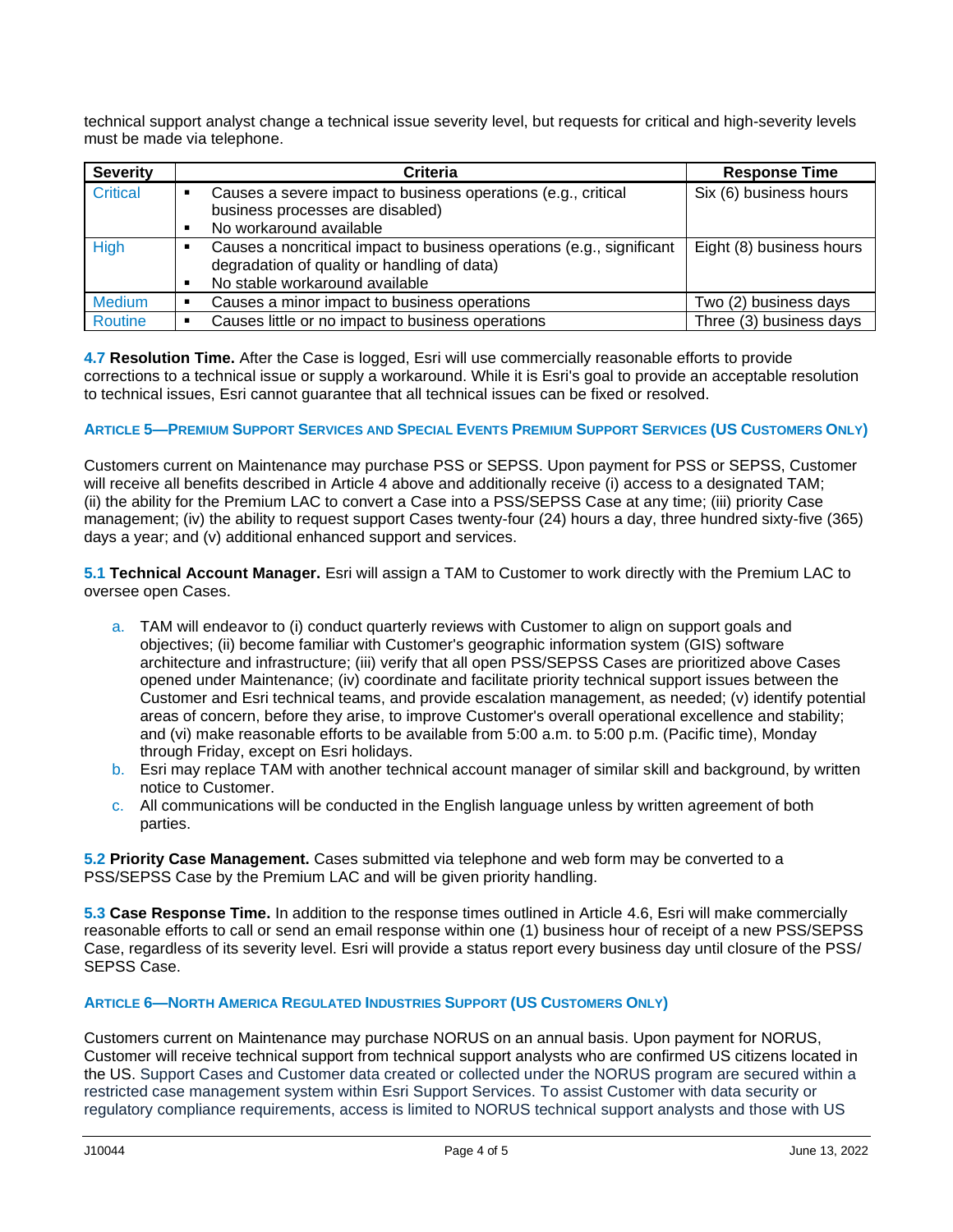technical support analyst change a technical issue severity level, but requests for critical and high-severity levels must be made via telephone.

| Severity | Criteria | Response Time |
|---|---|---|
| Critical | ▪ Causes a severe impact to business operations (e.g., critical business processes are disabled)<br>▪ No workaround available | Six (6) business hours |
| High | ▪ Causes a noncritical impact to business operations (e.g., significant degradation of quality or handling of data)<br>▪ No stable workaround available | Eight (8) business hours |
| Medium | ▪ Causes a minor impact to business operations | Two (2) business days |
| Routine | ▪ Causes little or no impact to business operations | Three (3) business days |

**4.7 Resolution Time.** After the Case is logged, Esri will use commercially reasonable efforts to provide corrections to a technical issue or supply a workaround. While it is Esri's goal to provide an acceptable resolution to technical issues, Esri cannot guarantee that all technical issues can be fixed or resolved.

## ARTICLE 5—PREMIUM SUPPORT SERVICES AND SPECIAL EVENTS PREMIUM SUPPORT SERVICES (US CUSTOMERS ONLY)

Customers current on Maintenance may purchase PSS or SEPSS. Upon payment for PSS or SEPSS, Customer will receive all benefits described in Article 4 above and additionally receive (i) access to a designated TAM; (ii) the ability for the Premium LAC to convert a Case into a PSS/SEPSS Case at any time; (iii) priority Case management; (iv) the ability to request support Cases twenty-four (24) hours a day, three hundred sixty-five (365) days a year; and (v) additional enhanced support and services.

**5.1 Technical Account Manager.** Esri will assign a TAM to Customer to work directly with the Premium LAC to oversee open Cases.

a. TAM will endeavor to (i) conduct quarterly reviews with Customer to align on support goals and objectives; (ii) become familiar with Customer's geographic information system (GIS) software architecture and infrastructure; (iii) verify that all open PSS/SEPSS Cases are prioritized above Cases opened under Maintenance; (iv) coordinate and facilitate priority technical support issues between the Customer and Esri technical teams, and provide escalation management, as needed; (v) identify potential areas of concern, before they arise, to improve Customer's overall operational excellence and stability; and (vi) make reasonable efforts to be available from 5:00 a.m. to 5:00 p.m. (Pacific time), Monday through Friday, except on Esri holidays.

b. Esri may replace TAM with another technical account manager of similar skill and background, by written notice to Customer.

c. All communications will be conducted in the English language unless by written agreement of both parties.

**5.2 Priority Case Management.** Cases submitted via telephone and web form may be converted to a PSS/SEPSS Case by the Premium LAC and will be given priority handling.

**5.3 Case Response Time.** In addition to the response times outlined in Article 4.6, Esri will make commercially reasonable efforts to call or send an email response within one (1) business hour of receipt of a new PSS/SEPSS Case, regardless of its severity level. Esri will provide a status report every business day until closure of the PSS/SEPSS Case.

## ARTICLE 6—NORTH AMERICA REGULATED INDUSTRIES SUPPORT (US CUSTOMERS ONLY)

Customers current on Maintenance may purchase NORUS on an annual basis. Upon payment for NORUS, Customer will receive technical support from technical support analysts who are confirmed US citizens located in the US. Support Cases and Customer data created or collected under the NORUS program are secured within a restricted case management system within Esri Support Services. To assist Customer with data security or regulatory compliance requirements, access is limited to NORUS technical support analysts and those with US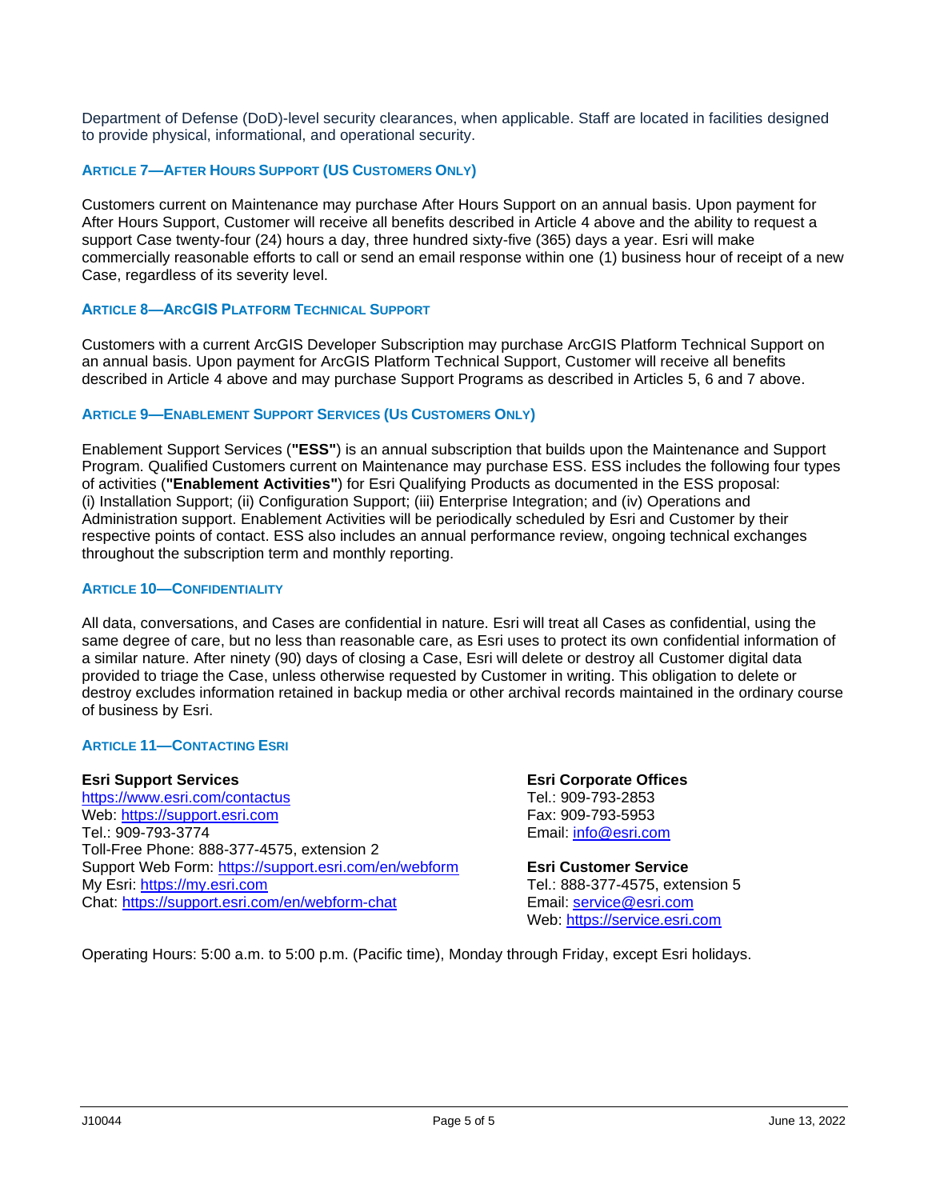Department of Defense (DoD)-level security clearances, when applicable. Staff are located in facilities designed to provide physical, informational, and operational security.

### ARTICLE 7—AFTER HOURS SUPPORT (US CUSTOMERS ONLY)

Customers current on Maintenance may purchase After Hours Support on an annual basis. Upon payment for After Hours Support, Customer will receive all benefits described in Article 4 above and the ability to request a support Case twenty-four (24) hours a day, three hundred sixty-five (365) days a year. Esri will make commercially reasonable efforts to call or send an email response within one (1) business hour of receipt of a new Case, regardless of its severity level.

### ARTICLE 8—ARCGIS PLATFORM TECHNICAL SUPPORT

Customers with a current ArcGIS Developer Subscription may purchase ArcGIS Platform Technical Support on an annual basis. Upon payment for ArcGIS Platform Technical Support, Customer will receive all benefits described in Article 4 above and may purchase Support Programs as described in Articles 5, 6 and 7 above.

### ARTICLE 9—ENABLEMENT SUPPORT SERVICES (US CUSTOMERS ONLY)

Enablement Support Services (**"ESS"**) is an annual subscription that builds upon the Maintenance and Support Program. Qualified Customers current on Maintenance may purchase ESS. ESS includes the following four types of activities (**"Enablement Activities"**) for Esri Qualifying Products as documented in the ESS proposal: (i) Installation Support; (ii) Configuration Support; (iii) Enterprise Integration; and (iv) Operations and Administration support. Enablement Activities will be periodically scheduled by Esri and Customer by their respective points of contact. ESS also includes an annual performance review, ongoing technical exchanges throughout the subscription term and monthly reporting.

### ARTICLE 10—CONFIDENTIALITY

All data, conversations, and Cases are confidential in nature. Esri will treat all Cases as confidential, using the same degree of care, but no less than reasonable care, as Esri uses to protect its own confidential information of a similar nature. After ninety (90) days of closing a Case, Esri will delete or destroy all Customer digital data provided to triage the Case, unless otherwise requested by Customer in writing. This obligation to delete or destroy excludes information retained in backup media or other archival records maintained in the ordinary course of business by Esri.

### ARTICLE 11—CONTACTING ESRI

**Esri Support Services**
https://www.esri.com/contactus
Web: https://support.esri.com
Tel.: 909-793-3774
Toll-Free Phone: 888-377-4575, extension 2
Support Web Form: https://support.esri.com/en/webform
My Esri: https://my.esri.com
Chat: https://support.esri.com/en/webform-chat

**Esri Corporate Offices**
Tel.: 909-793-2853
Fax: 909-793-5953
Email: info@esri.com

**Esri Customer Service**
Tel.: 888-377-4575, extension 5
Email: service@esri.com
Web: https://service.esri.com

Operating Hours: 5:00 a.m. to 5:00 p.m. (Pacific time), Monday through Friday, except Esri holidays.